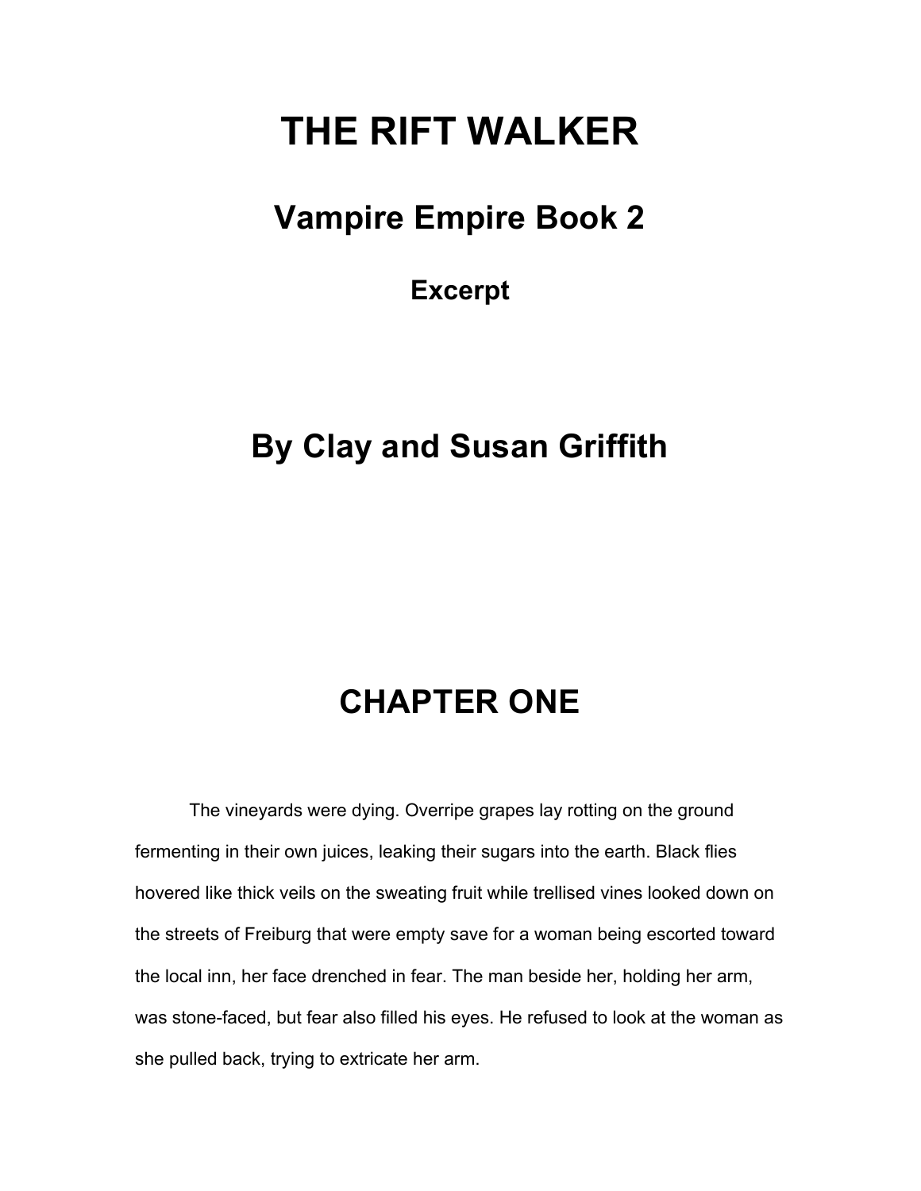# THE RIFT WALKER

## Vampire Empire Book 2

### Excerpt

## By Clay and Susan Griffith

# CHAPTER ONE

The vineyards were dying. Overripe grapes lay rotting on the ground fermenting in their own juices, leaking their sugars into the earth. Black flies hovered like thick veils on the sweating fruit while trellised vines looked down on the streets of Freiburg that were empty save for a woman being escorted toward the local inn, her face drenched in fear. The man beside her, holding her arm, was stone-faced, but fear also filled his eyes. He refused to look at the woman as she pulled back, trying to extricate her arm.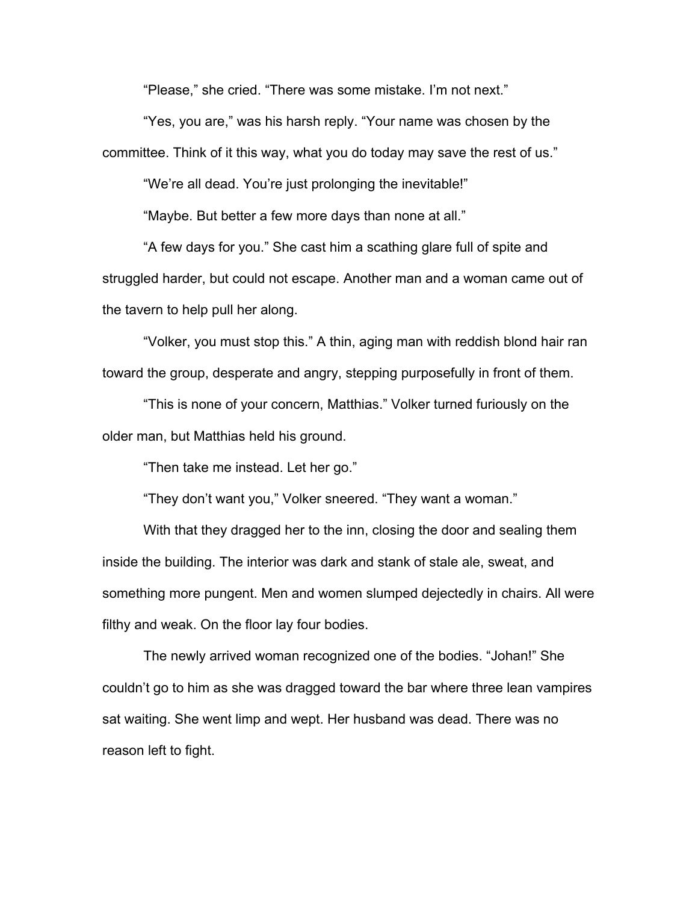"Please," she cried. "There was some mistake. I'm not next."

"Yes, you are," was his harsh reply. "Your name was chosen by the committee. Think of it this way, what you do today may save the rest of us."

"We're all dead. You're just prolonging the inevitable!"

"Maybe. But better a few more days than none at all."

"A few days for you." She cast him a scathing glare full of spite and struggled harder, but could not escape. Another man and a woman came out of the tavern to help pull her along.

"Volker, you must stop this." A thin, aging man with reddish blond hair ran toward the group, desperate and angry, stepping purposefully in front of them.

"This is none of your concern, Matthias." Volker turned furiously on the older man, but Matthias held his ground.

"Then take me instead. Let her go."

"They don't want you," Volker sneered. "They want a woman."

With that they dragged her to the inn, closing the door and sealing them inside the building. The interior was dark and stank of stale ale, sweat, and something more pungent. Men and women slumped dejectedly in chairs. All were filthy and weak. On the floor lay four bodies.

The newly arrived woman recognized one of the bodies. "Johan!" She couldn't go to him as she was dragged toward the bar where three lean vampires sat waiting. She went limp and wept. Her husband was dead. There was no reason left to fight.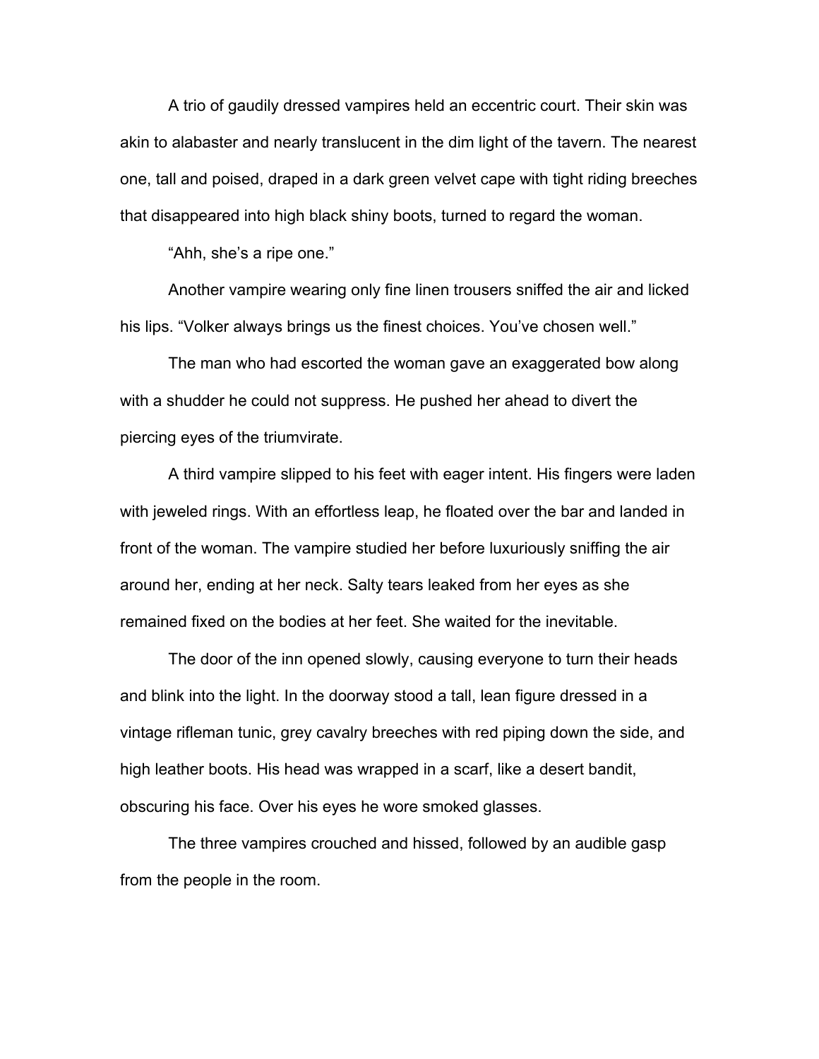A trio of gaudily dressed vampires held an eccentric court. Their skin was akin to alabaster and nearly translucent in the dim light of the tavern. The nearest one, tall and poised, draped in a dark green velvet cape with tight riding breeches that disappeared into high black shiny boots, turned to regard the woman.

"Ahh, she's a ripe one."

Another vampire wearing only fine linen trousers sniffed the air and licked his lips. "Volker always brings us the finest choices. You've chosen well."

The man who had escorted the woman gave an exaggerated bow along with a shudder he could not suppress. He pushed her ahead to divert the piercing eyes of the triumvirate.

A third vampire slipped to his feet with eager intent. His fingers were laden with jeweled rings. With an effortless leap, he floated over the bar and landed in front of the woman. The vampire studied her before luxuriously sniffing the air around her, ending at her neck. Salty tears leaked from her eyes as she remained fixed on the bodies at her feet. She waited for the inevitable.

The door of the inn opened slowly, causing everyone to turn their heads and blink into the light. In the doorway stood a tall, lean figure dressed in a vintage rifleman tunic, grey cavalry breeches with red piping down the side, and high leather boots. His head was wrapped in a scarf, like a desert bandit, obscuring his face. Over his eyes he wore smoked glasses.

The three vampires crouched and hissed, followed by an audible gasp from the people in the room.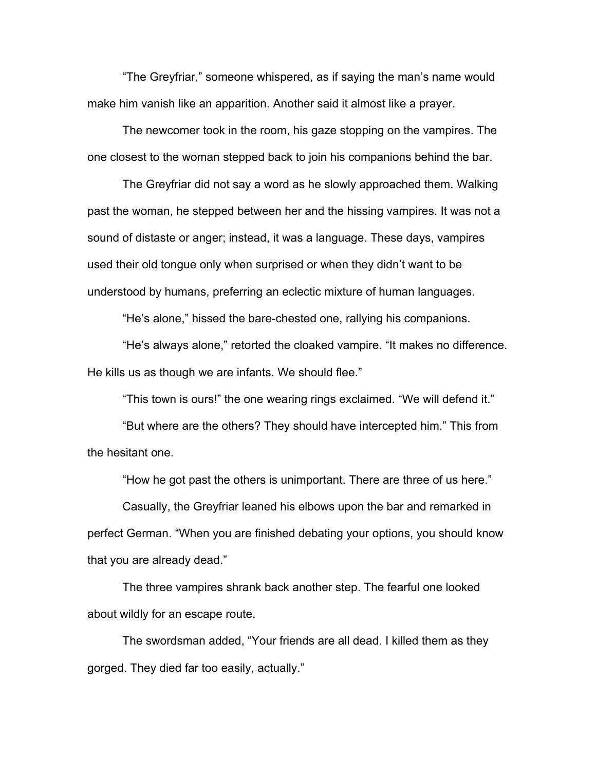"The Greyfriar," someone whispered, as if saying the man's name would make him vanish like an apparition. Another said it almost like a prayer.

The newcomer took in the room, his gaze stopping on the vampires. The one closest to the woman stepped back to join his companions behind the bar.

The Greyfriar did not say a word as he slowly approached them. Walking past the woman, he stepped between her and the hissing vampires. It was not a sound of distaste or anger; instead, it was a language. These days, vampires used their old tongue only when surprised or when they didn't want to be understood by humans, preferring an eclectic mixture of human languages.

"He's alone," hissed the bare-chested one, rallying his companions.

"He's always alone," retorted the cloaked vampire. "It makes no difference. He kills us as though we are infants. We should flee."

"This town is ours!" the one wearing rings exclaimed. "We will defend it."

"But where are the others? They should have intercepted him." This from the hesitant one.

"How he got past the others is unimportant. There are three of us here."

Casually, the Greyfriar leaned his elbows upon the bar and remarked in perfect German. "When you are finished debating your options, you should know that you are already dead."

The three vampires shrank back another step. The fearful one looked about wildly for an escape route.

The swordsman added, "Your friends are all dead. I killed them as they gorged. They died far too easily, actually."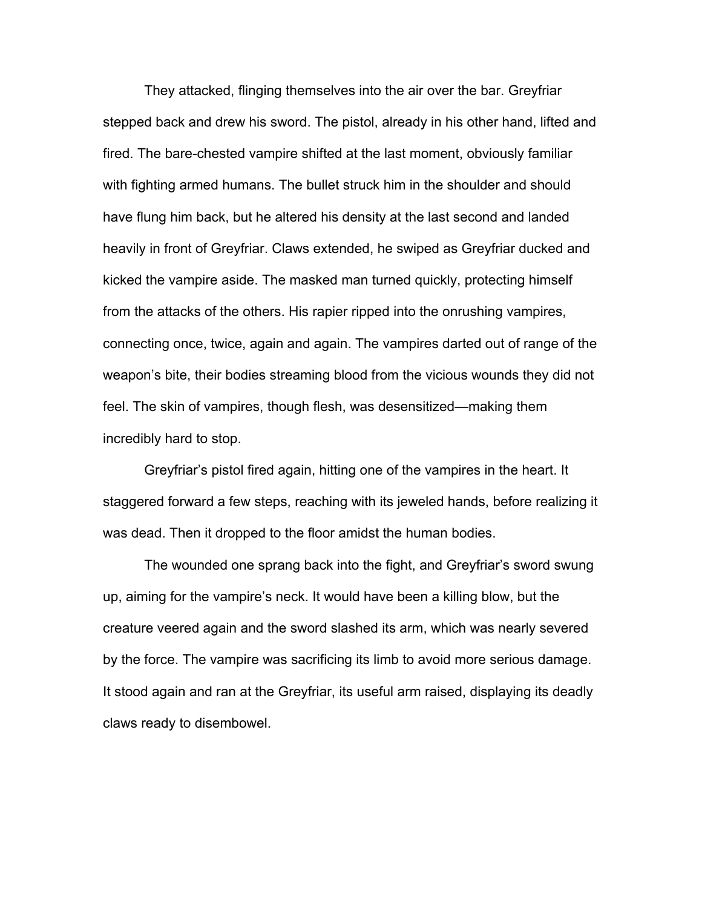They attacked, flinging themselves into the air over the bar. Greyfriar stepped back and drew his sword. The pistol, already in his other hand, lifted and fired. The bare-chested vampire shifted at the last moment, obviously familiar with fighting armed humans. The bullet struck him in the shoulder and should have flung him back, but he altered his density at the last second and landed heavily in front of Greyfriar. Claws extended, he swiped as Greyfriar ducked and kicked the vampire aside. The masked man turned quickly, protecting himself from the attacks of the others. His rapier ripped into the onrushing vampires, connecting once, twice, again and again. The vampires darted out of range of the weapon's bite, their bodies streaming blood from the vicious wounds they did not feel. The skin of vampires, though flesh, was desensitized—making them incredibly hard to stop.

Greyfriar's pistol fired again, hitting one of the vampires in the heart. It staggered forward a few steps, reaching with its jeweled hands, before realizing it was dead. Then it dropped to the floor amidst the human bodies.

The wounded one sprang back into the fight, and Greyfriar's sword swung up, aiming for the vampire's neck. It would have been a killing blow, but the creature veered again and the sword slashed its arm, which was nearly severed by the force. The vampire was sacrificing its limb to avoid more serious damage. It stood again and ran at the Greyfriar, its useful arm raised, displaying its deadly claws ready to disembowel.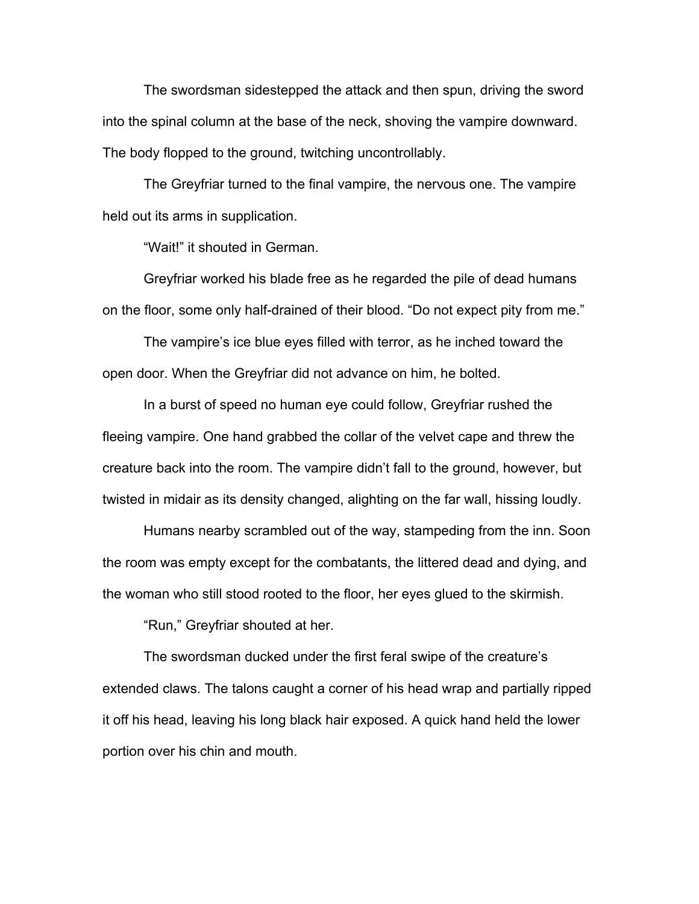The swordsman sidestepped the attack and then spun, driving the sword into the spinal column at the base of the neck, shoving the vampire downward. The body flopped to the ground, twitching uncontrollably.

The Greyfriar turned to the final vampire, the nervous one. The vampire held out its arms in supplication.

"Wait!" it shouted in German.

Greyfriar worked his blade free as he regarded the pile of dead humans on the floor, some only half-drained of their blood. "Do not expect pity from me."

The vampire's ice blue eyes filled with terror, as he inched toward the open door. When the Greyfriar did not advance on him, he bolted.

In a burst of speed no human eye could follow, Greyfriar rushed the fleeing vampire. One hand grabbed the collar of the velvet cape and threw the creature back into the room. The vampire didn't fall to the ground, however, but twisted in midair as its density changed, alighting on the far wall, hissing loudly.

Humans nearby scrambled out of the way, stampeding from the inn. Soon the room was empty except for the combatants, the littered dead and dying, and the woman who still stood rooted to the floor, her eyes glued to the skirmish.

"Run," Greyfriar shouted at her.

The swordsman ducked under the first feral swipe of the creature's extended claws. The talons caught a corner of his head wrap and partially ripped it off his head, leaving his long black hair exposed. A quick hand held the lower portion over his chin and mouth.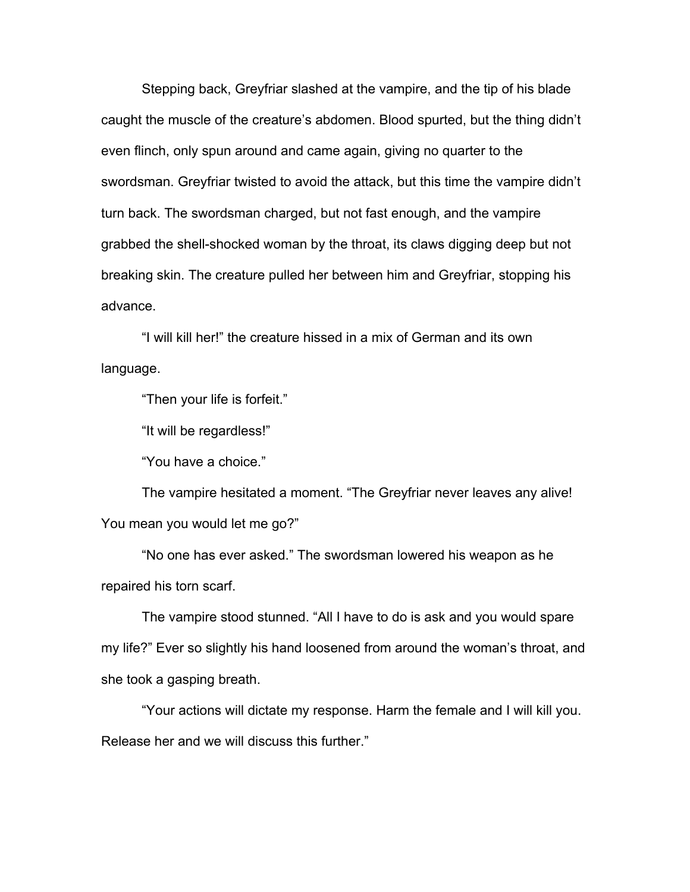Stepping back, Greyfriar slashed at the vampire, and the tip of his blade caught the muscle of the creature's abdomen. Blood spurted, but the thing didn't even flinch, only spun around and came again, giving no quarter to the swordsman. Greyfriar twisted to avoid the attack, but this time the vampire didn't turn back. The swordsman charged, but not fast enough, and the vampire grabbed the shell-shocked woman by the throat, its claws digging deep but not breaking skin. The creature pulled her between him and Greyfriar, stopping his advance.

"I will kill her!" the creature hissed in a mix of German and its own language.

"Then your life is forfeit."

"It will be regardless!"

"You have a choice."

The vampire hesitated a moment. "The Greyfriar never leaves any alive! You mean you would let me go?"

"No one has ever asked." The swordsman lowered his weapon as he repaired his torn scarf.

The vampire stood stunned. "All I have to do is ask and you would spare my life?" Ever so slightly his hand loosened from around the woman's throat, and she took a gasping breath.

"Your actions will dictate my response. Harm the female and I will kill you. Release her and we will discuss this further."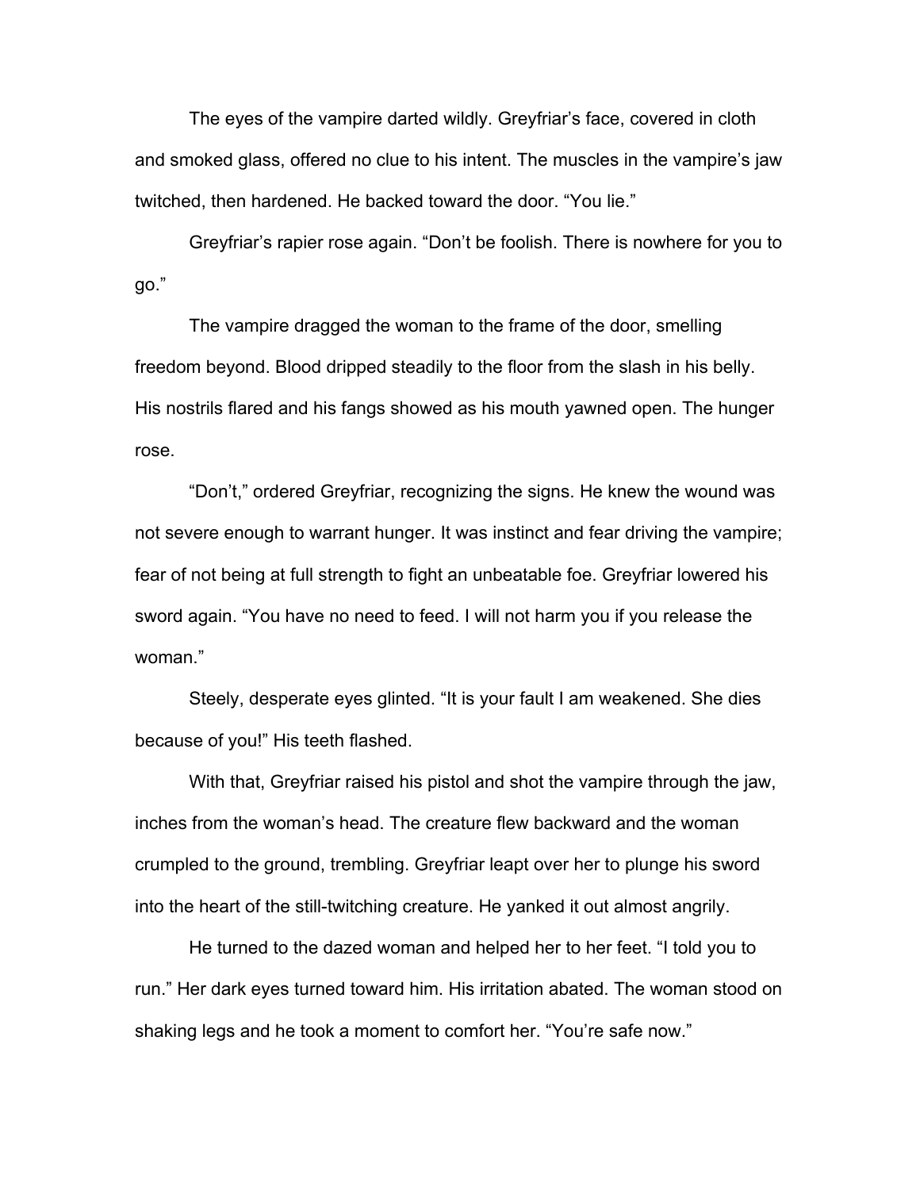The eyes of the vampire darted wildly. Greyfriar's face, covered in cloth and smoked glass, offered no clue to his intent. The muscles in the vampire's jaw twitched, then hardened. He backed toward the door. "You lie."

Greyfriar's rapier rose again. "Don't be foolish. There is nowhere for you to go."

The vampire dragged the woman to the frame of the door, smelling freedom beyond. Blood dripped steadily to the floor from the slash in his belly. His nostrils flared and his fangs showed as his mouth yawned open. The hunger rose.

"Don't," ordered Greyfriar, recognizing the signs. He knew the wound was not severe enough to warrant hunger. It was instinct and fear driving the vampire; fear of not being at full strength to fight an unbeatable foe. Greyfriar lowered his sword again. "You have no need to feed. I will not harm you if you release the woman."

Steely, desperate eyes glinted. "It is your fault I am weakened. She dies because of you!" His teeth flashed.

With that, Greyfriar raised his pistol and shot the vampire through the jaw, inches from the woman's head. The creature flew backward and the woman crumpled to the ground, trembling. Greyfriar leapt over her to plunge his sword into the heart of the still-twitching creature. He yanked it out almost angrily.

He turned to the dazed woman and helped her to her feet. "I told you to run." Her dark eyes turned toward him. His irritation abated. The woman stood on shaking legs and he took a moment to comfort her. "You're safe now."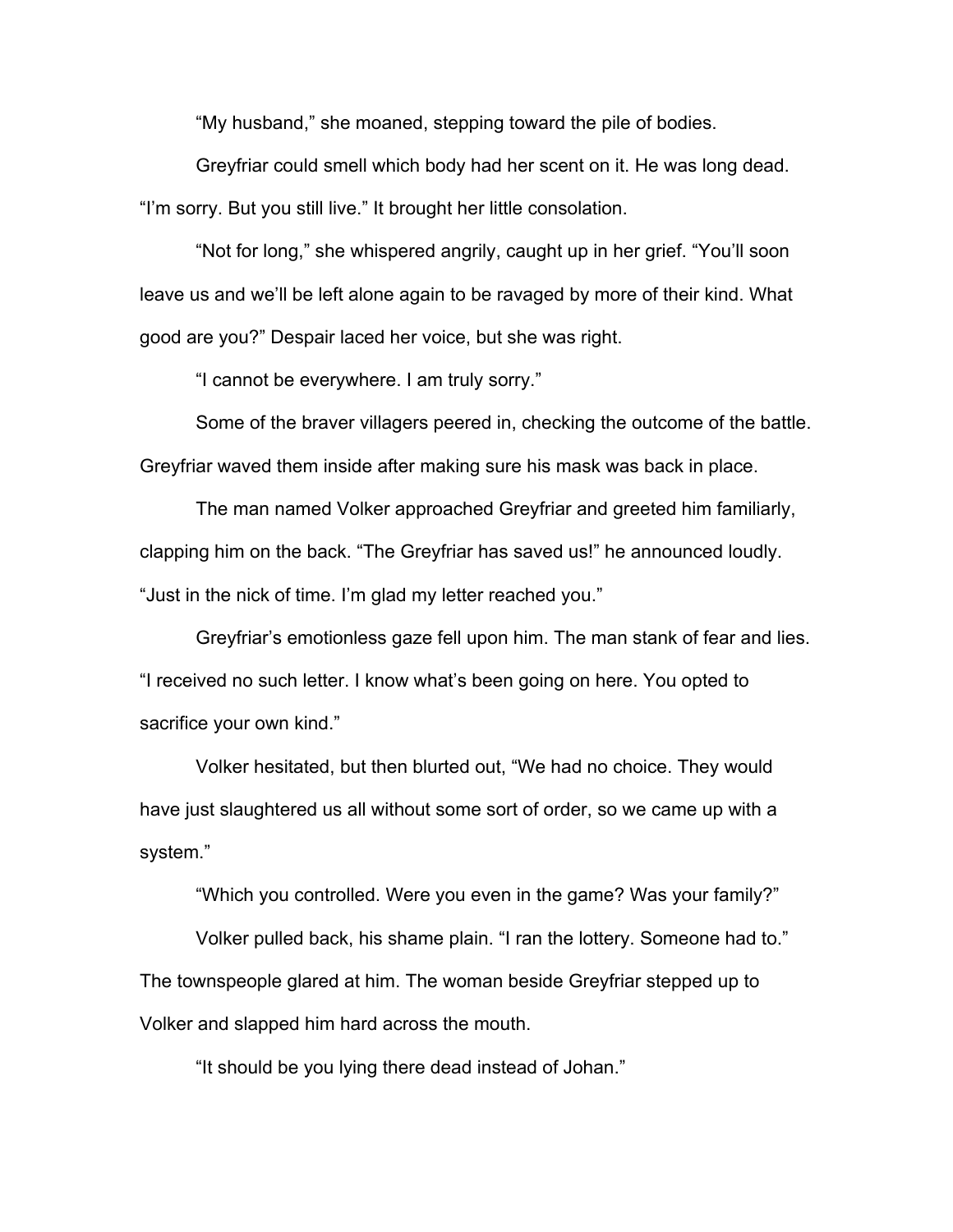"My husband," she moaned, stepping toward the pile of bodies.

Greyfriar could smell which body had her scent on it. He was long dead. "I'm sorry. But you still live." It brought her little consolation.

"Not for long," she whispered angrily, caught up in her grief. "You'll soon leave us and we'll be left alone again to be ravaged by more of their kind. What good are you?" Despair laced her voice, but she was right.

"I cannot be everywhere. I am truly sorry."

Some of the braver villagers peered in, checking the outcome of the battle. Greyfriar waved them inside after making sure his mask was back in place.

The man named Volker approached Greyfriar and greeted him familiarly, clapping him on the back. "The Greyfriar has saved us!" he announced loudly. "Just in the nick of time. I'm glad my letter reached you."

Greyfriar's emotionless gaze fell upon him. The man stank of fear and lies. "I received no such letter. I know what's been going on here. You opted to sacrifice your own kind."

Volker hesitated, but then blurted out, "We had no choice. They would have just slaughtered us all without some sort of order, so we came up with a system."

"Which you controlled. Were you even in the game? Was your family?"

Volker pulled back, his shame plain. "I ran the lottery. Someone had to." The townspeople glared at him. The woman beside Greyfriar stepped up to Volker and slapped him hard across the mouth.

"It should be you lying there dead instead of Johan."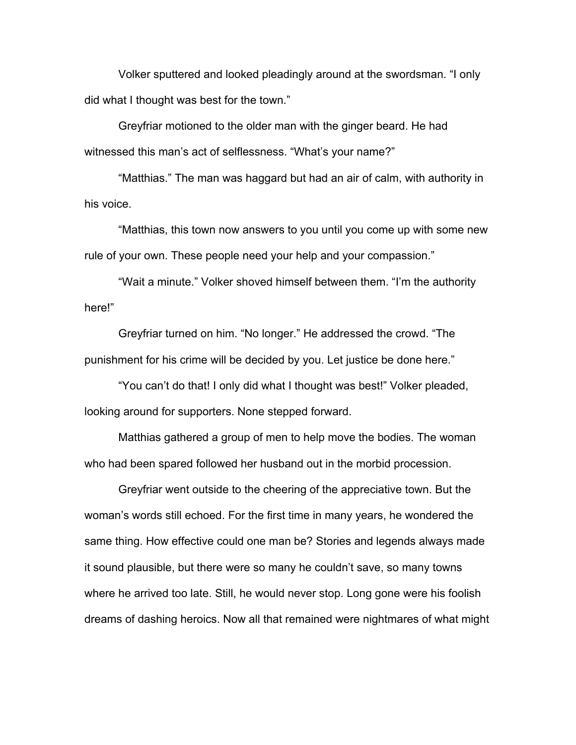Volker sputtered and looked pleadingly around at the swordsman. “I only did what I thought was best for the town.”

Greyfriar motioned to the older man with the ginger beard. He had witnessed this man’s act of selflessness. “What’s your name?”

“Matthias.” The man was haggard but had an air of calm, with authority in his voice.

“Matthias, this town now answers to you until you come up with some new rule of your own. These people need your help and your compassion.”

“Wait a minute.” Volker shoved himself between them. “I’m the authority here!”

Greyfriar turned on him. “No longer.” He addressed the crowd. “The punishment for his crime will be decided by you. Let justice be done here.”

“You can’t do that! I only did what I thought was best!” Volker pleaded, looking around for supporters. None stepped forward.

Matthias gathered a group of men to help move the bodies. The woman who had been spared followed her husband out in the morbid procession.

Greyfriar went outside to the cheering of the appreciative town. But the woman’s words still echoed. For the first time in many years, he wondered the same thing. How effective could one man be? Stories and legends always made it sound plausible, but there were so many he couldn’t save, so many towns where he arrived too late. Still, he would never stop. Long gone were his foolish dreams of dashing heroics. Now all that remained were nightmares of what might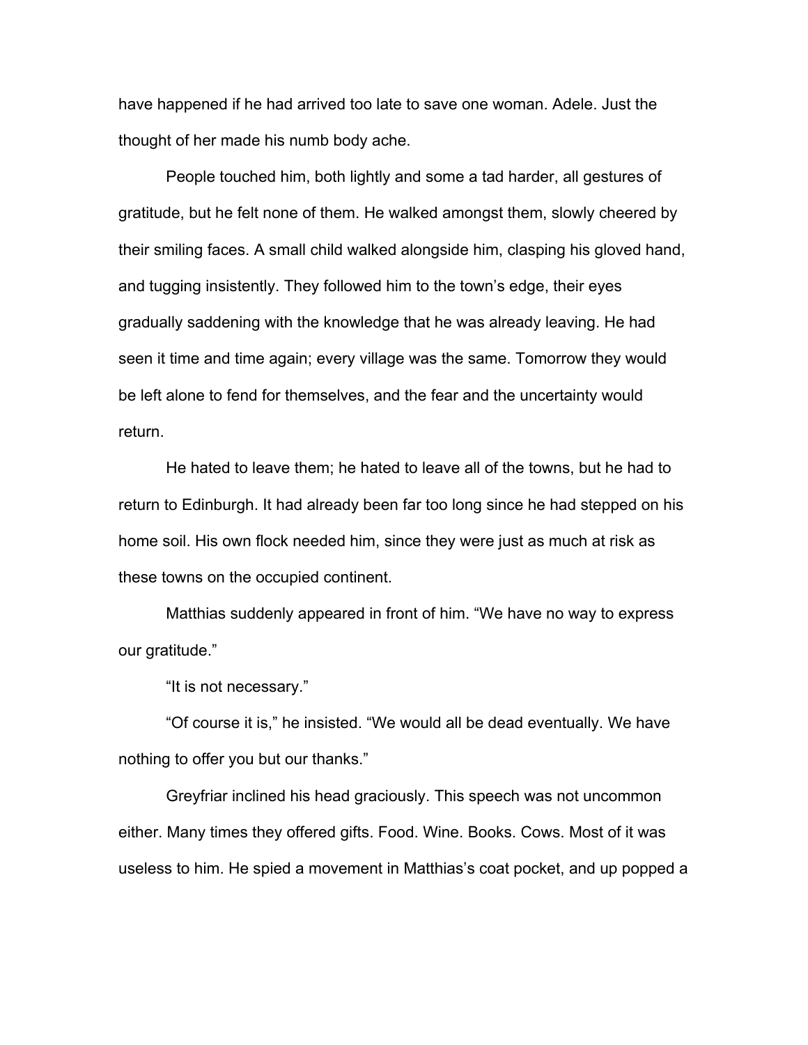have happened if he had arrived too late to save one woman. Adele. Just the thought of her made his numb body ache.

People touched him, both lightly and some a tad harder, all gestures of gratitude, but he felt none of them. He walked amongst them, slowly cheered by their smiling faces. A small child walked alongside him, clasping his gloved hand, and tugging insistently. They followed him to the town's edge, their eyes gradually saddening with the knowledge that he was already leaving. He had seen it time and time again; every village was the same. Tomorrow they would be left alone to fend for themselves, and the fear and the uncertainty would return.

He hated to leave them; he hated to leave all of the towns, but he had to return to Edinburgh. It had already been far too long since he had stepped on his home soil. His own flock needed him, since they were just as much at risk as these towns on the occupied continent.

Matthias suddenly appeared in front of him. "We have no way to express our gratitude."

"It is not necessary."

"Of course it is," he insisted. "We would all be dead eventually. We have nothing to offer you but our thanks."

Greyfriar inclined his head graciously. This speech was not uncommon either. Many times they offered gifts. Food. Wine. Books. Cows. Most of it was useless to him. He spied a movement in Matthias's coat pocket, and up popped a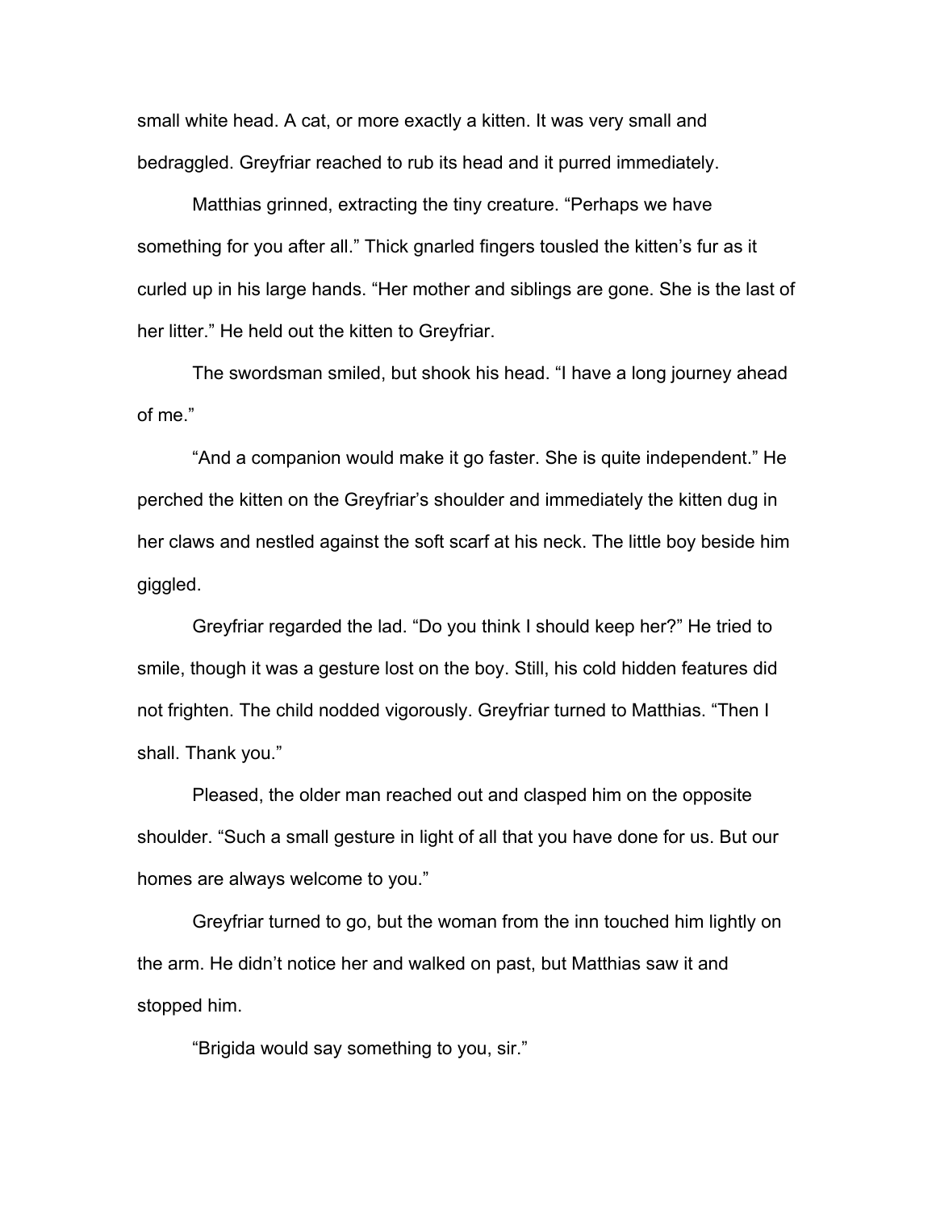small white head. A cat, or more exactly a kitten. It was very small and bedraggled. Greyfriar reached to rub its head and it purred immediately.

Matthias grinned, extracting the tiny creature. “Perhaps we have something for you after all.” Thick gnarled fingers tousled the kitten’s fur as it curled up in his large hands. “Her mother and siblings are gone. She is the last of her litter.” He held out the kitten to Greyfriar.

The swordsman smiled, but shook his head. “I have a long journey ahead of me.”

“And a companion would make it go faster. She is quite independent.” He perched the kitten on the Greyfriar’s shoulder and immediately the kitten dug in her claws and nestled against the soft scarf at his neck. The little boy beside him giggled.

Greyfriar regarded the lad. “Do you think I should keep her?” He tried to smile, though it was a gesture lost on the boy. Still, his cold hidden features did not frighten. The child nodded vigorously. Greyfriar turned to Matthias. “Then I shall. Thank you.”

Pleased, the older man reached out and clasped him on the opposite shoulder. “Such a small gesture in light of all that you have done for us. But our homes are always welcome to you.”

Greyfriar turned to go, but the woman from the inn touched him lightly on the arm. He didn’t notice her and walked on past, but Matthias saw it and stopped him.

“Brigida would say something to you, sir.”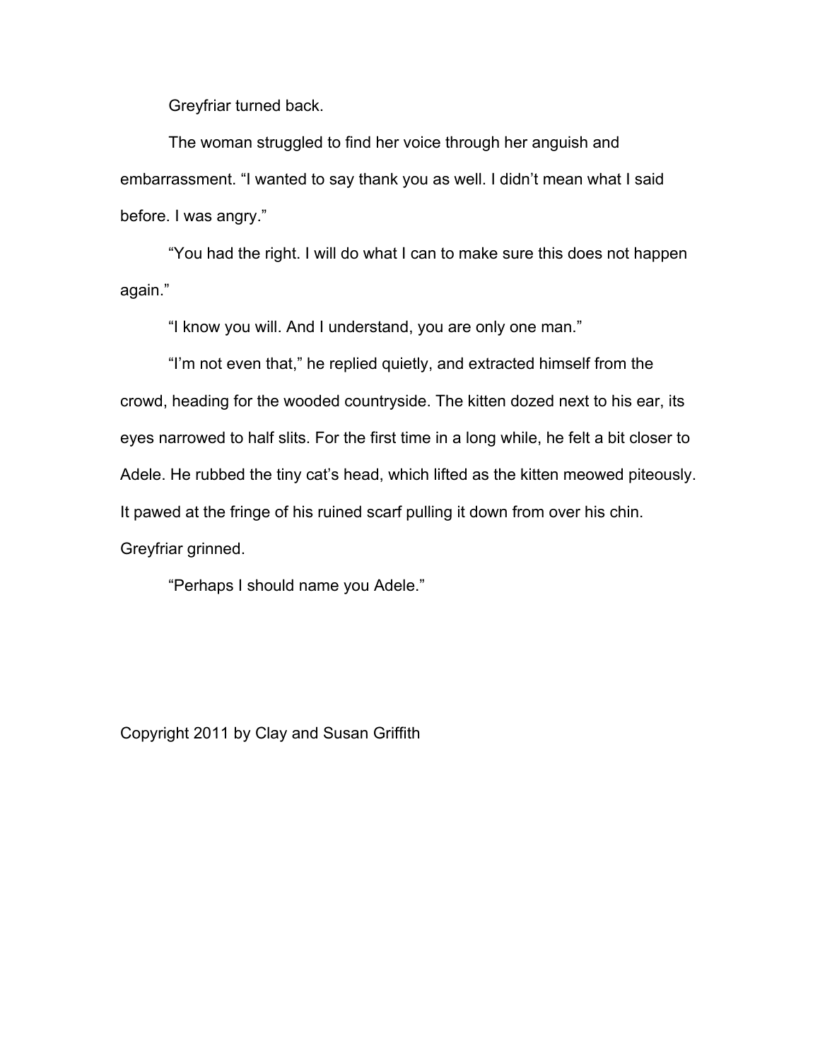Greyfriar turned back.

The woman struggled to find her voice through her anguish and embarrassment. “I wanted to say thank you as well. I didn’t mean what I said before. I was angry.”

“You had the right. I will do what I can to make sure this does not happen again.”

“I know you will. And I understand, you are only one man.”

“I’m not even that,” he replied quietly, and extracted himself from the crowd, heading for the wooded countryside. The kitten dozed next to his ear, its eyes narrowed to half slits. For the first time in a long while, he felt a bit closer to Adele. He rubbed the tiny cat’s head, which lifted as the kitten meowed piteously. It pawed at the fringe of his ruined scarf pulling it down from over his chin. Greyfriar grinned.

“Perhaps I should name you Adele.”

Copyright 2011 by Clay and Susan Griffith